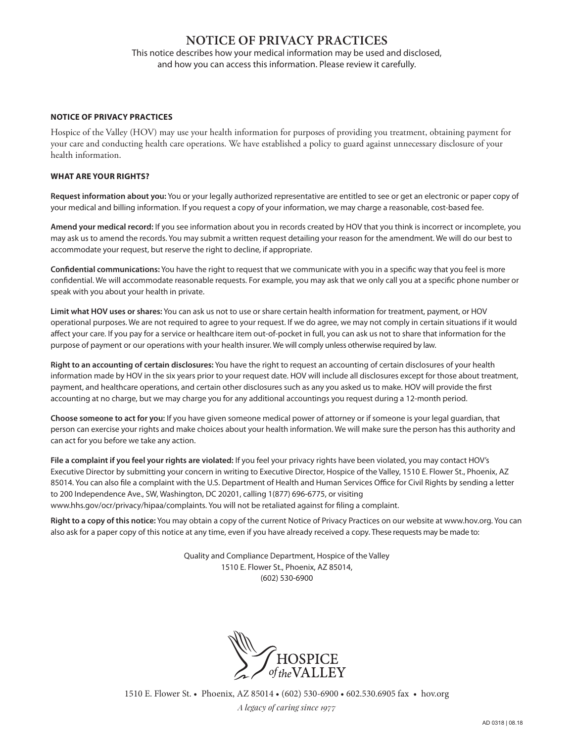# NOTICE OF PRIVACY PRACTICES

This notice describes how your medical information may be used and disclosed, and how you can access this information. Please review it carefully.

## NOTICE OF PRIVACY PRACTICES

Hospice of the Valley (HOV) may use your health information for purposes of providing you treatment, obtaining payment for your care and conducting health care operations. We have established a policy to guard against unnecessary disclosure of your health information.

## WHAT ARE YOUR RIGHTS?

**Request information about you:** You or your legally authorized representative are entitled to see or get an electronic or paper copy of your medical and billing information. If you request a copy of your information, we may charge a reasonable, cost-based fee.

**Amend your medical record:** If you see information about you in records created by HOV that you think is incorrect or incomplete, you may ask us to amend the records. You may submit a written request detailing your reason for the amendment. We will do our best to accommodate your request, but reserve the right to decline, if appropriate.

**Confidential communications:** You have the right to request that we communicate with you in a specific way that you feel is more confidential. We will accommodate reasonable requests. For example, you may ask that we only call you at a specific phone number or speak with you about your health in private.

**Limit what HOV uses or shares:** You can ask us not to use or share certain health information for treatment, payment, or HOV operational purposes. We are not required to agree to your request. If we do agree, we may not comply in certain situations if it would affect your care. If you pay for a service or healthcare item out-of-pocket in full, you can ask us not to share that information for the purpose of payment or our operations with your health insurer. We will comply unless otherwise required by law.

**Right to an accounting of certain disclosures:** You have the right to request an accounting of certain disclosures of your health information made by HOV in the six years prior to your request date. HOV will include all disclosures except for those about treatment, payment, and healthcare operations, and certain other disclosures such as any you asked us to make. HOV will provide the first accounting at no charge, but we may charge you for any additional accountings you request during a 12-month period.

**Choose someone to act for you:** If you have given someone medical power of attorney or if someone is your legal guardian, that person can exercise your rights and make choices about your health information. We will make sure the person has this authority and can act for you before we take any action.

**File a complaint if you feel your rights are violated:** If you feel your privacy rights have been violated, you may contact HOV's Executive Director by submitting your concern in writing to Executive Director, Hospice of the Valley, 1510 E. Flower St., Phoenix, AZ 85014. You can also file a complaint with the U.S. Department of Health and Human Services Office for Civil Rights by sending a letter to 200 Independence Ave., SW, Washington, DC 20201, calling 1(877) 696-6775, or visiting www.hhs.gov/ocr/privacy/hipaa/complaints. You will not be retaliated against for filing a complaint.

**Right to a copy of this notice:** You may obtain a copy of the current Notice of Privacy Practices on our website at www.hov.org. You can also ask for a paper copy of this notice at any time, even if you have already received a copy. These requests may be made to:

Quality and Compliance Department, Hospice of the Valley
1510 E. Flower St., Phoenix, AZ 85014,
(602) 530-6900

HOSPICE of the VALLEY

1510 E. Flower St. • Phoenix, AZ 85014 • (602) 530-6900 • 602.530.6905 fax • hov.org

*A legacy of caring since 1977*

AD 0318 | 08.18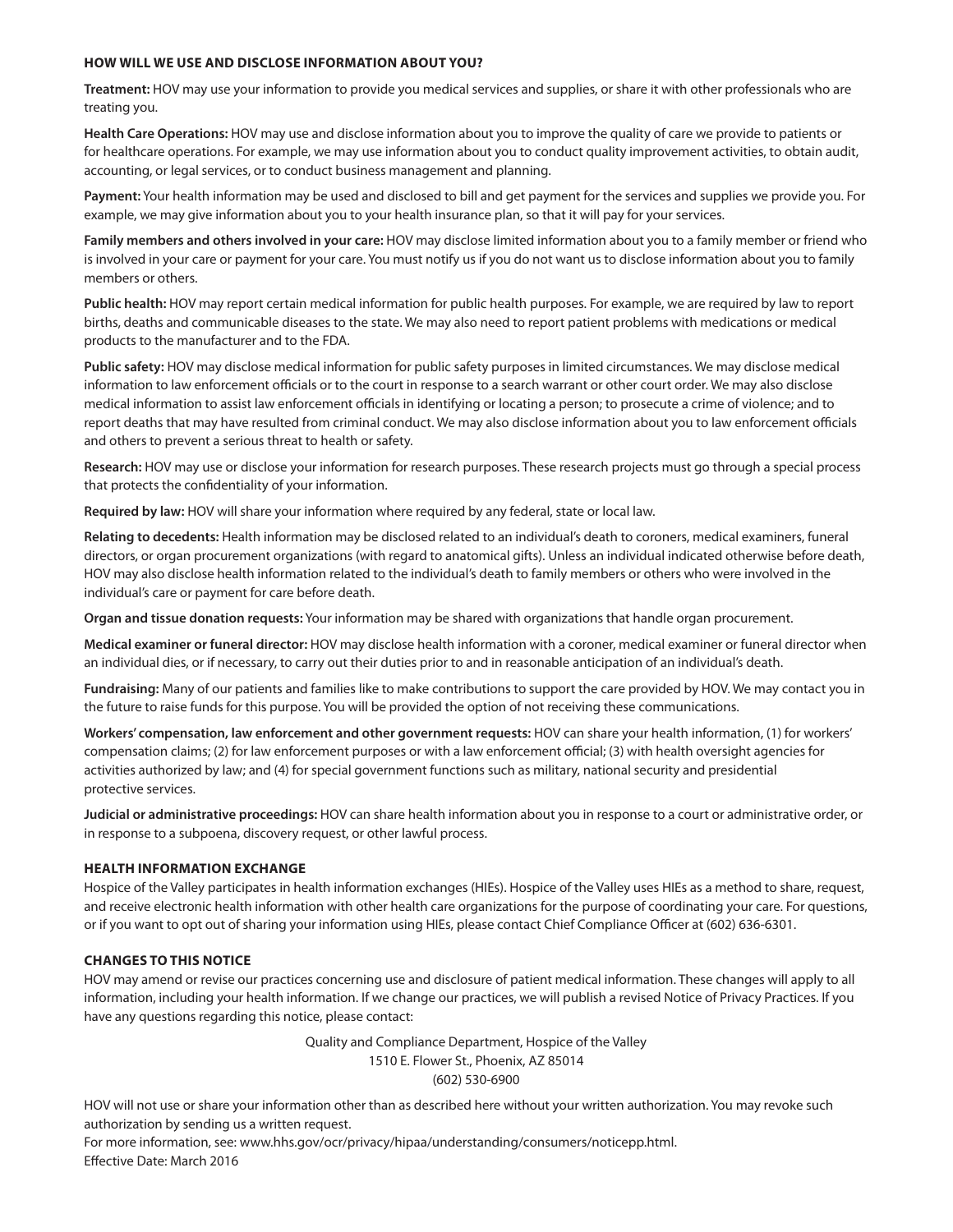## HOW WILL WE USE AND DISCLOSE INFORMATION ABOUT YOU?

**Treatment:** HOV may use your information to provide you medical services and supplies, or share it with other professionals who are treating you.

**Health Care Operations:** HOV may use and disclose information about you to improve the quality of care we provide to patients or for healthcare operations. For example, we may use information about you to conduct quality improvement activities, to obtain audit, accounting, or legal services, or to conduct business management and planning.

**Payment:** Your health information may be used and disclosed to bill and get payment for the services and supplies we provide you. For example, we may give information about you to your health insurance plan, so that it will pay for your services.

**Family members and others involved in your care:** HOV may disclose limited information about you to a family member or friend who is involved in your care or payment for your care. You must notify us if you do not want us to disclose information about you to family members or others.

**Public health:** HOV may report certain medical information for public health purposes. For example, we are required by law to report births, deaths and communicable diseases to the state. We may also need to report patient problems with medications or medical products to the manufacturer and to the FDA.

**Public safety:** HOV may disclose medical information for public safety purposes in limited circumstances. We may disclose medical information to law enforcement officials or to the court in response to a search warrant or other court order. We may also disclose medical information to assist law enforcement officials in identifying or locating a person; to prosecute a crime of violence; and to report deaths that may have resulted from criminal conduct. We may also disclose information about you to law enforcement officials and others to prevent a serious threat to health or safety.

**Research:** HOV may use or disclose your information for research purposes. These research projects must go through a special process that protects the confidentiality of your information.

**Required by law:** HOV will share your information where required by any federal, state or local law.

**Relating to decedents:** Health information may be disclosed related to an individual's death to coroners, medical examiners, funeral directors, or organ procurement organizations (with regard to anatomical gifts). Unless an individual indicated otherwise before death, HOV may also disclose health information related to the individual's death to family members or others who were involved in the individual's care or payment for care before death.

**Organ and tissue donation requests:** Your information may be shared with organizations that handle organ procurement.

**Medical examiner or funeral director:** HOV may disclose health information with a coroner, medical examiner or funeral director when an individual dies, or if necessary, to carry out their duties prior to and in reasonable anticipation of an individual's death.

**Fundraising:** Many of our patients and families like to make contributions to support the care provided by HOV. We may contact you in the future to raise funds for this purpose. You will be provided the option of not receiving these communications.

**Workers' compensation, law enforcement and other government requests:** HOV can share your health information, (1) for workers' compensation claims; (2) for law enforcement purposes or with a law enforcement official; (3) with health oversight agencies for activities authorized by law; and (4) for special government functions such as military, national security and presidential protective services.

**Judicial or administrative proceedings:** HOV can share health information about you in response to a court or administrative order, or in response to a subpoena, discovery request, or other lawful process.

## HEALTH INFORMATION EXCHANGE

Hospice of the Valley participates in health information exchanges (HIEs). Hospice of the Valley uses HIEs as a method to share, request, and receive electronic health information with other health care organizations for the purpose of coordinating your care. For questions, or if you want to opt out of sharing your information using HIEs, please contact Chief Compliance Officer at (602) 636-6301.

## CHANGES TO THIS NOTICE

HOV may amend or revise our practices concerning use and disclosure of patient medical information. These changes will apply to all information, including your health information. If we change our practices, we will publish a revised Notice of Privacy Practices. If you have any questions regarding this notice, please contact:

Quality and Compliance Department, Hospice of the Valley
1510 E. Flower St., Phoenix, AZ 85014
(602) 530-6900

HOV will not use or share your information other than as described here without your written authorization. You may revoke such authorization by sending us a written request.

For more information, see: www.hhs.gov/ocr/privacy/hipaa/understanding/consumers/noticepp.html.

Effective Date: March 2016